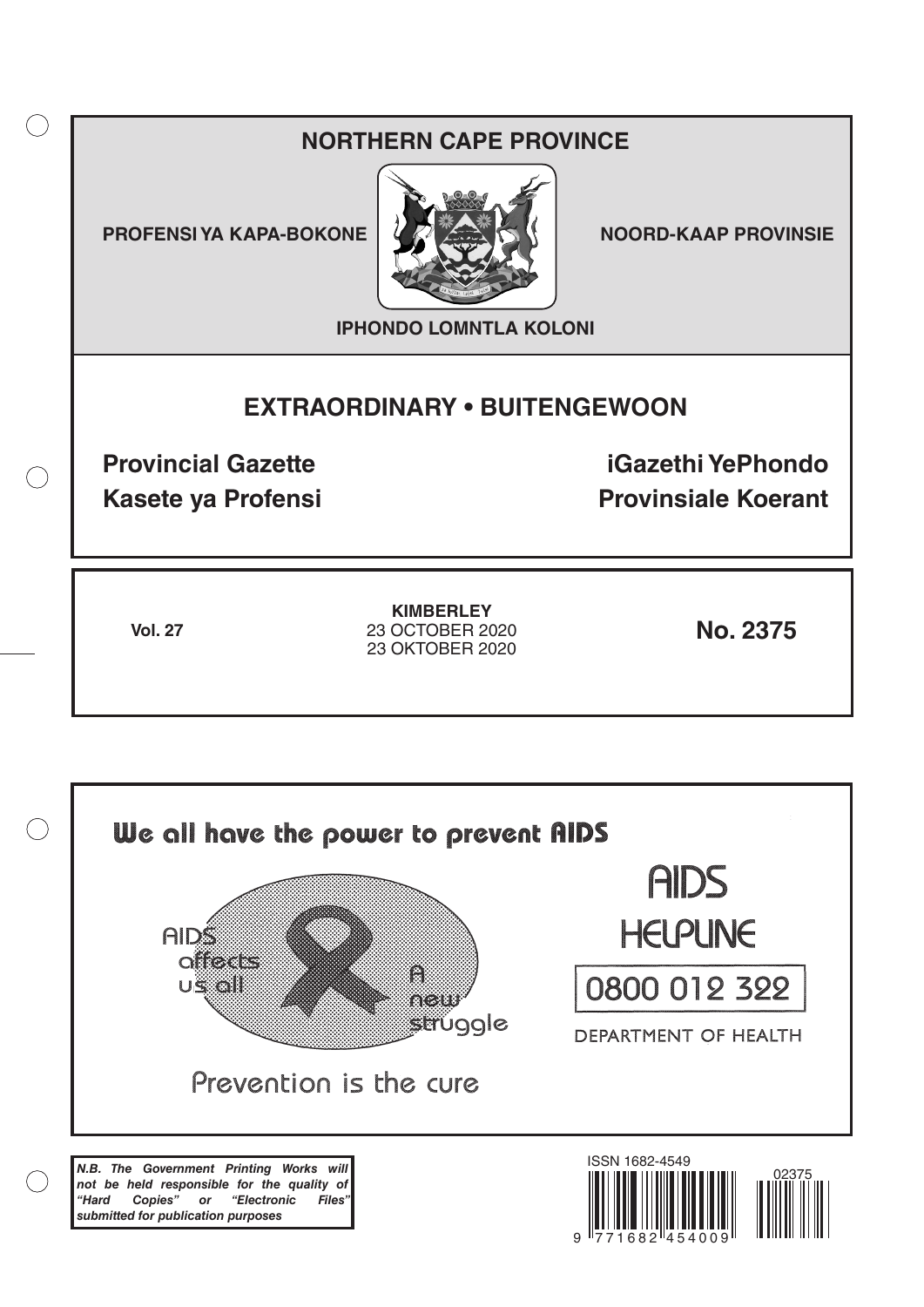# NORTHERN CAPE PROVINCE

**PROFENSI YA KAPA-BOKONE** | **NOORD-KAAP PROVINSIE**

**IPHONDO LOMNTLA KOLONI**

## EXTRAORDINARY • BUITENGEWOON

**Provincial Gazette** | **iGazethi YePhondo**

**Kasete ya Profensi** | **Provinsiale Koerant**

**Vol. 27**

**KIMBERLEY**
23 OCTOBER 2020
23 OKTOBER 2020

**No. 2375**

We all have the power to prevent AIDS

AIDS affects us all

A new struggle

Prevention is the cure

AIDS HELPLINE

0800 012 322

DEPARTMENT OF HEALTH

***N.B. The Government Printing Works will not be held responsible for the quality of "Hard Copies" or "Electronic Files" submitted for publication purposes***

ISSN 1682-4549

02375

9 771682 454009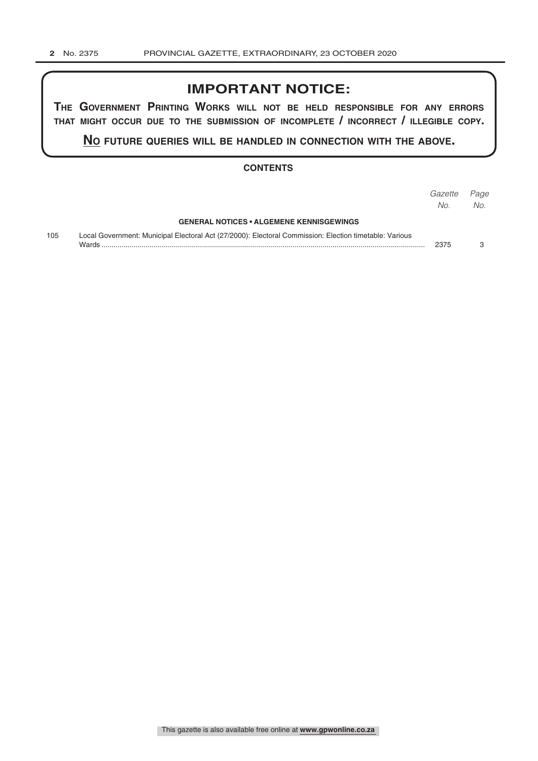## IMPORTANT NOTICE:

**THE GOVERNMENT PRINTING WORKS WILL NOT BE HELD RESPONSIBLE FOR ANY ERRORS THAT MIGHT OCCUR DUE TO THE SUBMISSION OF INCOMPLETE / INCORRECT / ILLEGIBLE COPY.**

**NO FUTURE QUERIES WILL BE HANDLED IN CONNECTION WITH THE ABOVE.**

### CONTENTS

| | | *Gazette No.* | *Page No.* |
|---|---|---|---|
| | **GENERAL NOTICES • ALGEMENE KENNISGEWINGS** | | |
| 105 | Local Government: Municipal Electoral Act (27/2000): Electoral Commission: Election timetable: Various Wards | 2375 | 3 |

This gazette is also available free online at **www.gpwonline.co.za**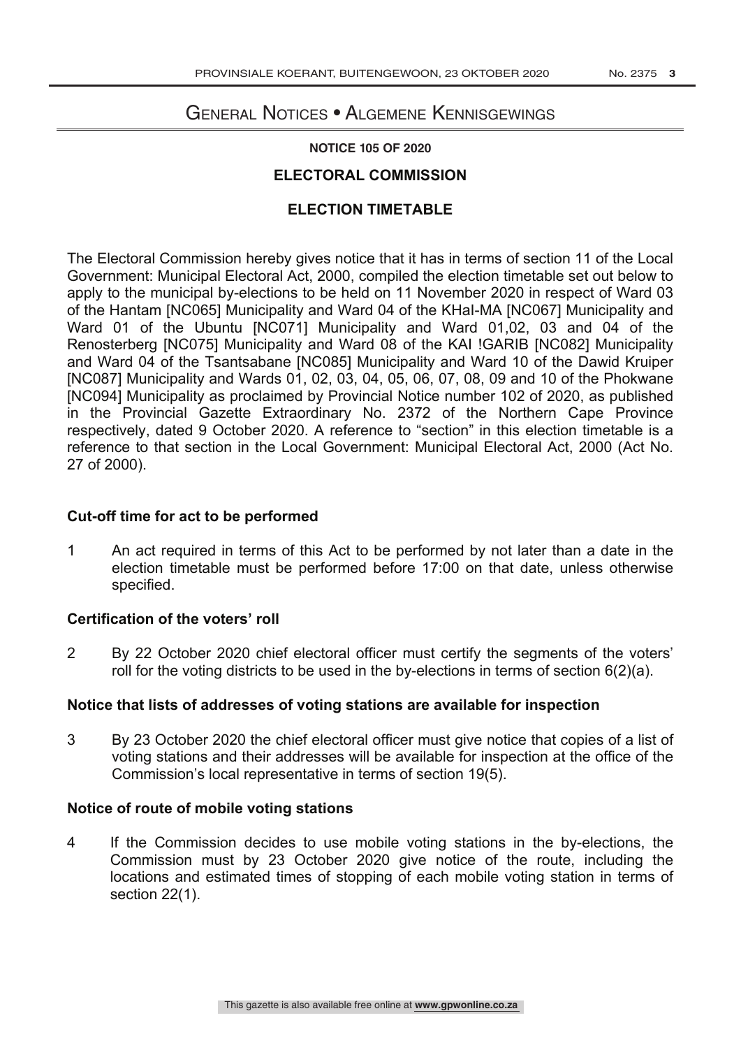# General Notices • Algemene Kennisgewings

**NOTICE 105 OF 2020**

## ELECTORAL COMMISSION

## ELECTION TIMETABLE

The Electoral Commission hereby gives notice that it has in terms of section 11 of the Local Government: Municipal Electoral Act, 2000, compiled the election timetable set out below to apply to the municipal by-elections to be held on 11 November 2020 in respect of Ward 03 of the Hantam [NC065] Municipality and Ward 04 of the KHaI-MA [NC067] Municipality and Ward 01 of the Ubuntu [NC071] Municipality and Ward 01,02, 03 and 04 of the Renosterberg [NC075] Municipality and Ward 08 of the KAI !GARIB [NC082] Municipality and Ward 04 of the Tsantsabane [NC085] Municipality and Ward 10 of the Dawid Kruiper [NC087] Municipality and Wards 01, 02, 03, 04, 05, 06, 07, 08, 09 and 10 of the Phokwane [NC094] Municipality as proclaimed by Provincial Notice number 102 of 2020, as published in the Provincial Gazette Extraordinary No. 2372 of the Northern Cape Province respectively, dated 9 October 2020. A reference to "section" in this election timetable is a reference to that section in the Local Government: Municipal Electoral Act, 2000 (Act No. 27 of 2000).

### Cut-off time for act to be performed

1 An act required in terms of this Act to be performed by not later than a date in the election timetable must be performed before 17:00 on that date, unless otherwise specified.

### Certification of the voters' roll

2 By 22 October 2020 chief electoral officer must certify the segments of the voters' roll for the voting districts to be used in the by-elections in terms of section 6(2)(a).

### Notice that lists of addresses of voting stations are available for inspection

3 By 23 October 2020 the chief electoral officer must give notice that copies of a list of voting stations and their addresses will be available for inspection at the office of the Commission's local representative in terms of section 19(5).

### Notice of route of mobile voting stations

4 If the Commission decides to use mobile voting stations in the by-elections, the Commission must by 23 October 2020 give notice of the route, including the locations and estimated times of stopping of each mobile voting station in terms of section 22(1).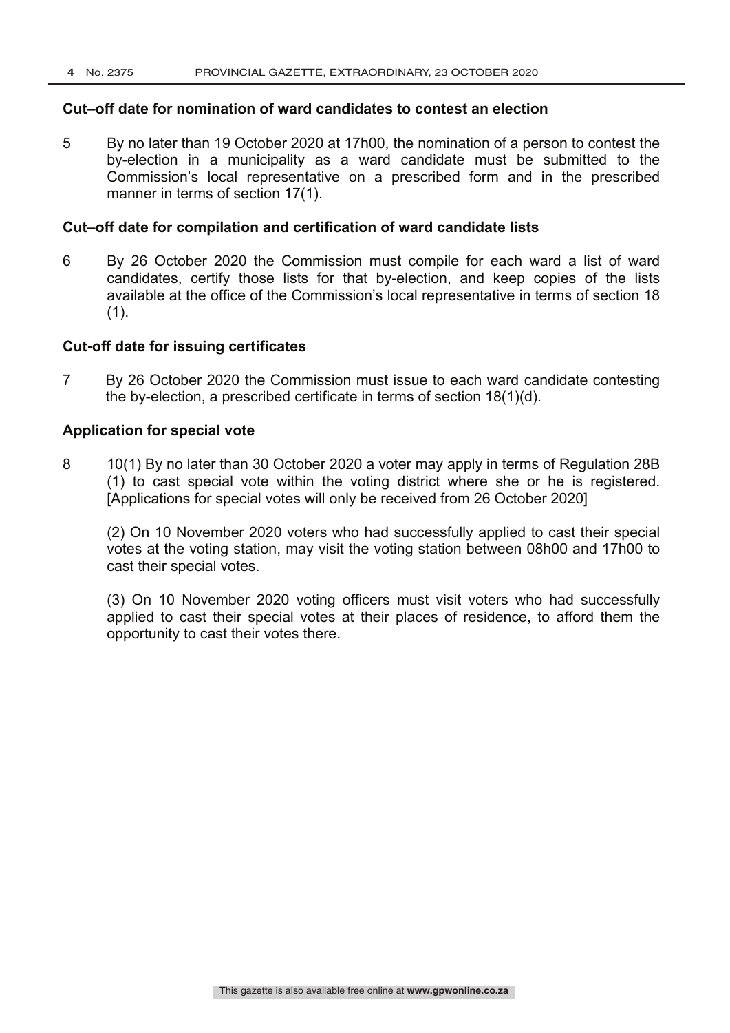### Cut–off date for nomination of ward candidates to contest an election

5 By no later than 19 October 2020 at 17h00, the nomination of a person to contest the by-election in a municipality as a ward candidate must be submitted to the Commission's local representative on a prescribed form and in the prescribed manner in terms of section 17(1).

### Cut–off date for compilation and certification of ward candidate lists

6 By 26 October 2020 the Commission must compile for each ward a list of ward candidates, certify those lists for that by-election, and keep copies of the lists available at the office of the Commission's local representative in terms of section 18 (1).

### Cut-off date for issuing certificates

7 By 26 October 2020 the Commission must issue to each ward candidate contesting the by-election, a prescribed certificate in terms of section 18(1)(d).

### Application for special vote

8 10(1) By no later than 30 October 2020 a voter may apply in terms of Regulation 28B (1) to cast special vote within the voting district where she or he is registered. [Applications for special votes will only be received from 26 October 2020]

(2) On 10 November 2020 voters who had successfully applied to cast their special votes at the voting station, may visit the voting station between 08h00 and 17h00 to cast their special votes.

(3) On 10 November 2020 voting officers must visit voters who had successfully applied to cast their special votes at their places of residence, to afford them the opportunity to cast their votes there.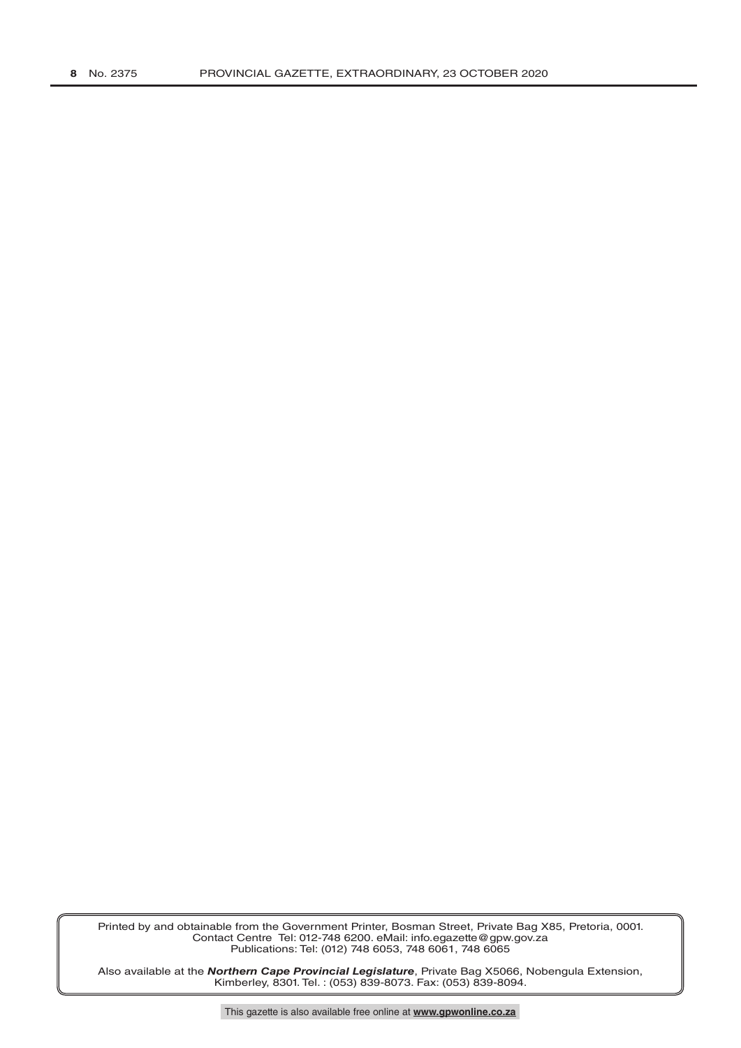Printed by and obtainable from the Government Printer, Bosman Street, Private Bag X85, Pretoria, 0001.
Contact Centre Tel: 012-748 6200. eMail: info.egazette@gpw.gov.za
Publications: Tel: (012) 748 6053, 748 6061, 748 6065

Also available at the ***Northern Cape Provincial Legislature***, Private Bag X5066, Nobengula Extension, Kimberley, 8301. Tel. : (053) 839-8073. Fax: (053) 839-8094.

This gazette is also available free online at **www.gpwonline.co.za**